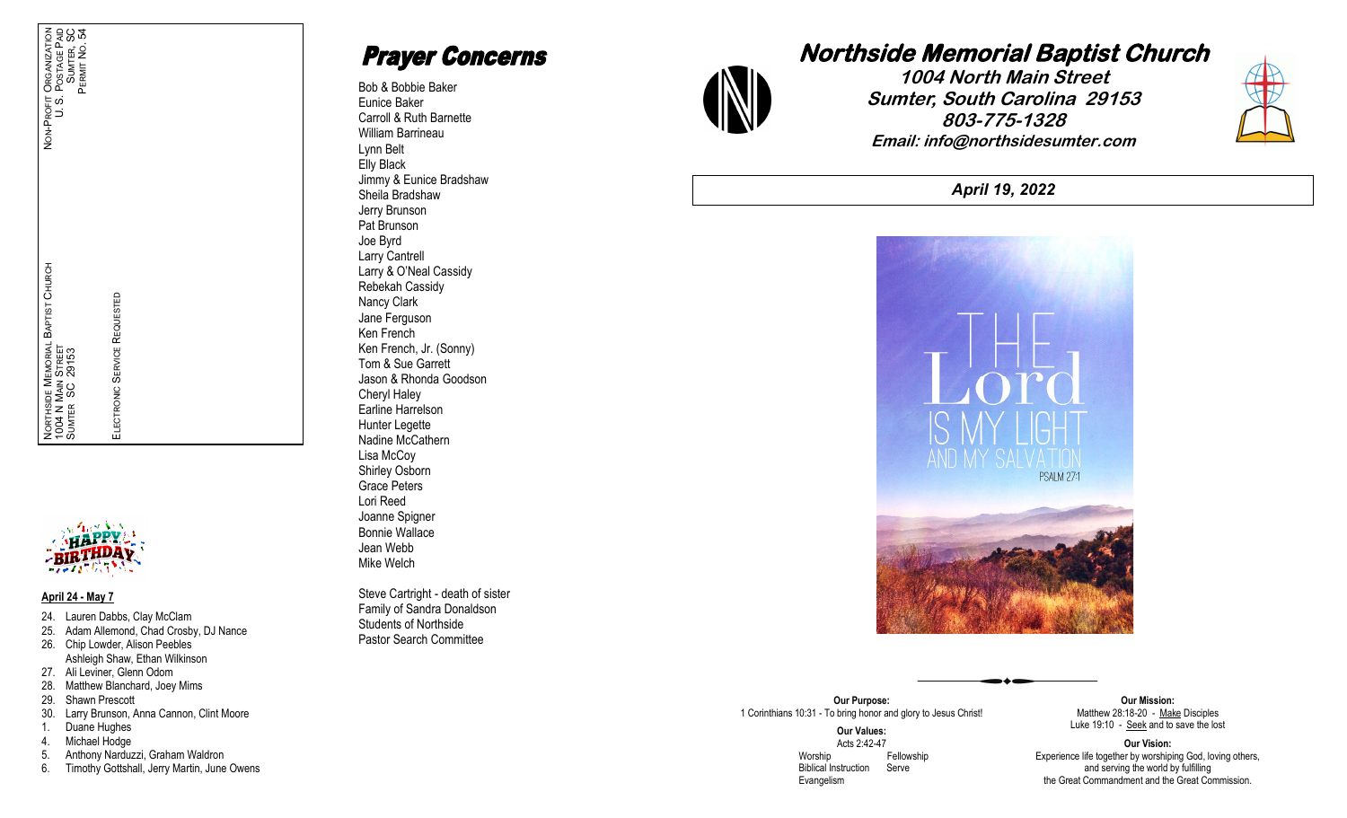NON-PROFIT ORGANIZATION
U. S. POSTAGE PAID
SUMTER, SC
PERMIT NO. 54

NORTHSIDE MEMORIAL BAPTIST CHURCH
1004 N MAIN STREET
SUMTER SC 29153

ELECTRONIC SERVICE REQUESTED

**April 24 - May 7**

24. Lauren Dabbs, Clay McClam
25. Adam Allemond, Chad Crosby, DJ Nance
26. Chip Lowder, Alison Peebles
    Ashleigh Shaw, Ethan Wilkinson
27. Ali Leviner, Glenn Odom
28. Matthew Blanchard, Joey Mims
29. Shawn Prescott
30. Larry Brunson, Anna Cannon, Clint Moore
1. Duane Hughes
4. Michael Hodge
5. Anthony Narduzzi, Graham Waldron
6. Timothy Gottshall, Jerry Martin, June Owens

# Prayer Concerns

Bob & Bobbie Baker
Eunice Baker
Carroll & Ruth Barnette
William Barrineau
Lynn Belt
Elly Black
Jimmy & Eunice Bradshaw
Sheila Bradshaw
Jerry Brunson
Pat Brunson
Joe Byrd
Larry Cantrell
Larry & O'Neal Cassidy
Rebekah Cassidy
Nancy Clark
Jane Ferguson
Ken French
Ken French, Jr. (Sonny)
Tom & Sue Garrett
Jason & Rhonda Goodson
Cheryl Haley
Earline Harrelson
Hunter Legette
Nadine McCathern
Lisa McCoy
Shirley Osborn
Grace Peters
Lori Reed
Joanne Spigner
Bonnie Wallace
Jean Webb
Mike Welch

Steve Cartright - death of sister
Family of Sandra Donaldson
Students of Northside
Pastor Search Committee

# Northside Memorial Baptist Church

**1004 North Main Street**
**Sumter, South Carolina 29153**
**803-775-1328**
**Email: info@northsidesumter.com**

***April 19, 2022***

THE Lord IS MY LIGHT AND MY SALVATION
PSALM 27:1

**Our Purpose:**
1 Corinthians 10:31 - To bring honor and glory to Jesus Christ!

**Our Values:**
Acts 2:42-47
Worship
Fellowship
Biblical Instruction
Serve
Evangelism

**Our Mission:**
Matthew 28:18-20 - Make Disciples
Luke 19:10 - Seek and to save the lost

**Our Vision:**
Experience life together by worshiping God, loving others, and serving the world by fulfilling the Great Commandment and the Great Commission.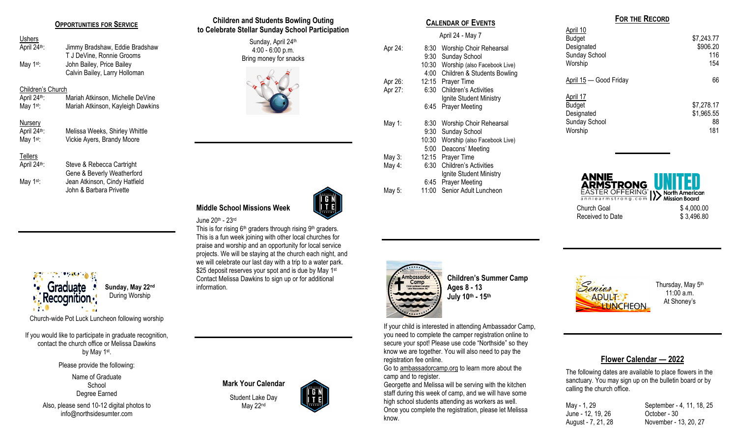## Opportunities for Service

**Ushers**

| | |
|---|---|
| April 24th: | Jimmy Bradshaw, Eddie Bradshaw<br>T J DeVine, Ronnie Grooms |
| May 1st: | John Bailey, Price Bailey<br>Calvin Bailey, Larry Holloman |

**Children's Church**

| | |
|---|---|
| April 24th: | Mariah Atkinson, Michelle DeVine |
| May 1st: | Mariah Atkinson, Kayleigh Dawkins |

**Nursery**

| | |
|---|---|
| April 24th: | Melissa Weeks, Shirley Whittle |
| May 1st: | Vickie Ayers, Brandy Moore |

**Tellers**

| | |
|---|---|
| April 24th: | Steve & Rebecca Cartright<br>Gene & Beverly Weatherford |
| May 1st: | Jean Atkinson, Cindy Hatfield<br>John & Barbara Privette |

**Graduate Recognition**

**Sunday, May 22nd**
During Worship

Church-wide Pot Luck Luncheon following worship

If you would like to participate in graduate recognition, contact the church office or Melissa Dawkins by May 1st.

Please provide the following:

Name of Graduate
School
Degree Earned

Also, please send 10-12 digital photos to info@northsidesumter.com

## Children and Students Bowling Outing to Celebrate Stellar Sunday School Participation

Sunday, April 24th
4:00 - 6:00 p.m.
Bring money for snacks

### Middle School Missions Week

June 20th - 23rd

This is for rising 6th graders through rising 9th graders. This is a fun week joining with other local churches for praise and worship and an opportunity for local service projects. We will be staying at the church each night, and we will celebrate our last day with a trip to a water park. $25 deposit reserves your spot and is due by May 1st. Contact Melissa Dawkins to sign up or for additional information.

### Mark Your Calendar

Student Lake Day
May 22nd

## Calendar of Events

April 24 - May 7

| | | |
|---|---|---|
| Apr 24: | 8:30 | Worship Choir Rehearsal |
| | 9:30 | Sunday School |
| | 10:30 | Worship (also Facebook Live) |
| | 4:00 | Children & Students Bowling |
| Apr 26: | 12:15 | Prayer Time |
| Apr 27: | 6:30 | Children's Activities<br>Ignite Student Ministry |
| | 6:45 | Prayer Meeting |
| May 1: | 8:30 | Worship Choir Rehearsal |
| | 9:30 | Sunday School |
| | 10:30 | Worship (also Facebook Live) |
| | 5:00 | Deacons' Meeting |
| May 3: | 12:15 | Prayer Time |
| May 4: | 6:30 | Children's Activities<br>Ignite Student Ministry |
| | 6:45 | Prayer Meeting |
| May 5: | 11:00 | Senior Adult Luncheon |

### Children's Summer Camp
**Ages 8 - 13**
**July 10th - 15th**

If your child is interested in attending Ambassador Camp, you need to complete the camper registration online to secure your spot! Please use code "Northside" so they know we are together. You will also need to pay the registration fee online.

Go to ambassadorcamp.org to learn more about the camp and to register.

Georgette and Melissa will be serving with the kitchen staff during this week of camp, and we will have some high school students attending as workers as well. Once you complete the registration, please let Melissa know.

## For the Record

| | |
|---|---|
| **April 10** | |
| Budget | $7,243.77 |
| Designated | $906.20 |
| Sunday School | 116 |
| Worship | 154 |
| **April 15 — Good Friday** | 66 |
| **April 17** | |
| Budget | $7,278.17 |
| Designated | $1,965.55 |
| Sunday School | 88 |
| Worship | 181 |

**Annie Armstrong Easter Offering**

| | |
|---|---|
| Church Goal | $ 4,000.00 |
| Received to Date | $ 3,496.80 |

**Senior Adult Luncheon**

Thursday, May 5th
11:00 a.m.
At Shoney's

## Flower Calendar — 2022

The following dates are available to place flowers in the sanctuary. You may sign up on the bulletin board or by calling the church office.

May - 1, 29
June - 12, 19, 26
August - 7, 21, 28
September - 4, 11, 18, 25
October - 30
November - 13, 20, 27